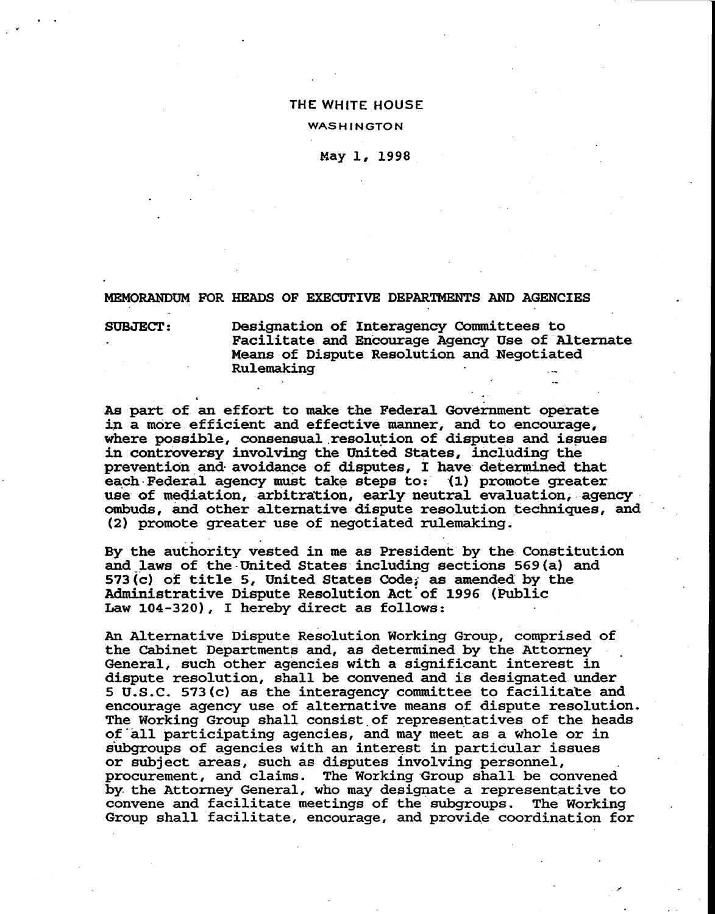THE WHITE HOUSE

WASHINGTON

May 1, 1998

MEMORANDUM FOR HEADS OF EXECUTIVE DEPARTMENTS AND AGENCIES

SUBJECT: Designation of Interagency Committees to Facilitate and Encourage Agency Use of Alternate Means of Dispute Resolution and Negotiated Rulemaking

As part of an effort to make the Federal Government operate in a more efficient and effective manner, and to encourage, where possible, consensual resolution of disputes and issues in controversy involving the United States, including the prevention and avoidance of disputes, I have determined that each Federal agency must take steps to: (1) promote greater use of mediation, arbitration, early neutral evaluation, agency ombuds, and other alternative dispute resolution techniques, and (2) promote greater use of negotiated rulemaking.

By the authority vested in me as President by the Constitution and laws of the United States including sections 569(a) and 573(c) of title 5, United States Code, as amended by the Administrative Dispute Resolution Act of 1996 (Public Law 104-320), I hereby direct as follows:

An Alternative Dispute Resolution Working Group, comprised of the Cabinet Departments and, as determined by the Attorney General, such other agencies with a significant interest in dispute resolution, shall be convened and is designated under 5 U.S.C. 573(c) as the interagency committee to facilitate and encourage agency use of alternative means of dispute resolution. The Working Group shall consist of representatives of the heads of all participating agencies, and may meet as a whole or in subgroups of agencies with an interest in particular issues or subject areas, such as disputes involving personnel, procurement, and claims. The Working Group shall be convened by the Attorney General, who may designate a representative to convene and facilitate meetings of the subgroups. The Working Group shall facilitate, encourage, and provide coordination for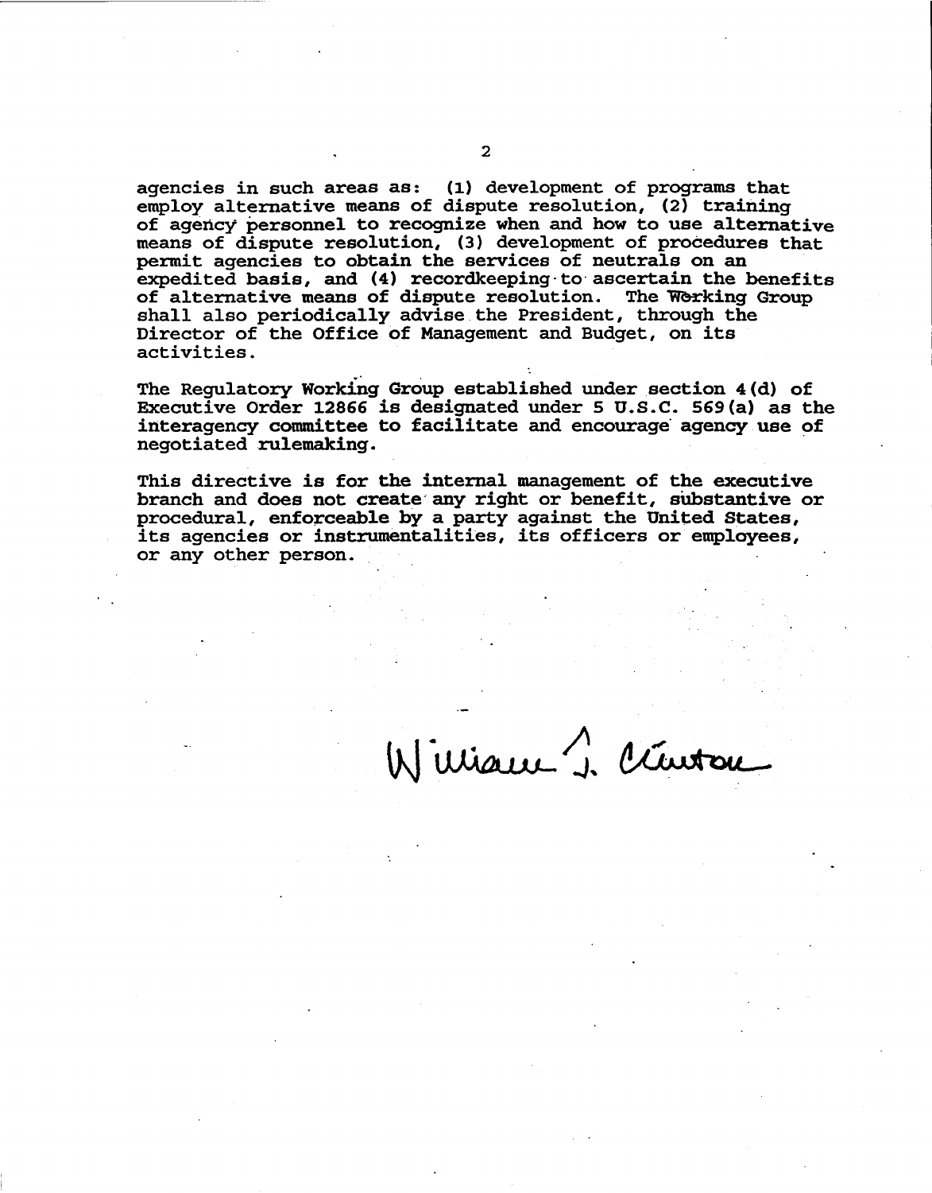agencies in such areas as: (1) development of programs that employ alternative means of dispute resolution, (2) training of agency personnel to recognize when and how to use alternative means of dispute resolution, (3) development of procedures that permit agencies to obtain the services of neutrals on an expedited basis, and (4) recordkeeping to ascertain the benefits of alternative means of dispute resolution. The Working Group shall also periodically advise the President, through the Director of the Office of Management and Budget, on its activities.

The Regulatory Working Group established under section 4(d) of Executive Order 12866 is designated under 5 U.S.C. 569(a) as the interagency committee to facilitate and encourage agency use of negotiated rulemaking.

This directive is for the internal management of the executive branch and does not create any right or benefit, substantive or procedural, enforceable by a party against the United States, its agencies or instrumentalities, its officers or employees, or any other person.

William J. Clinton